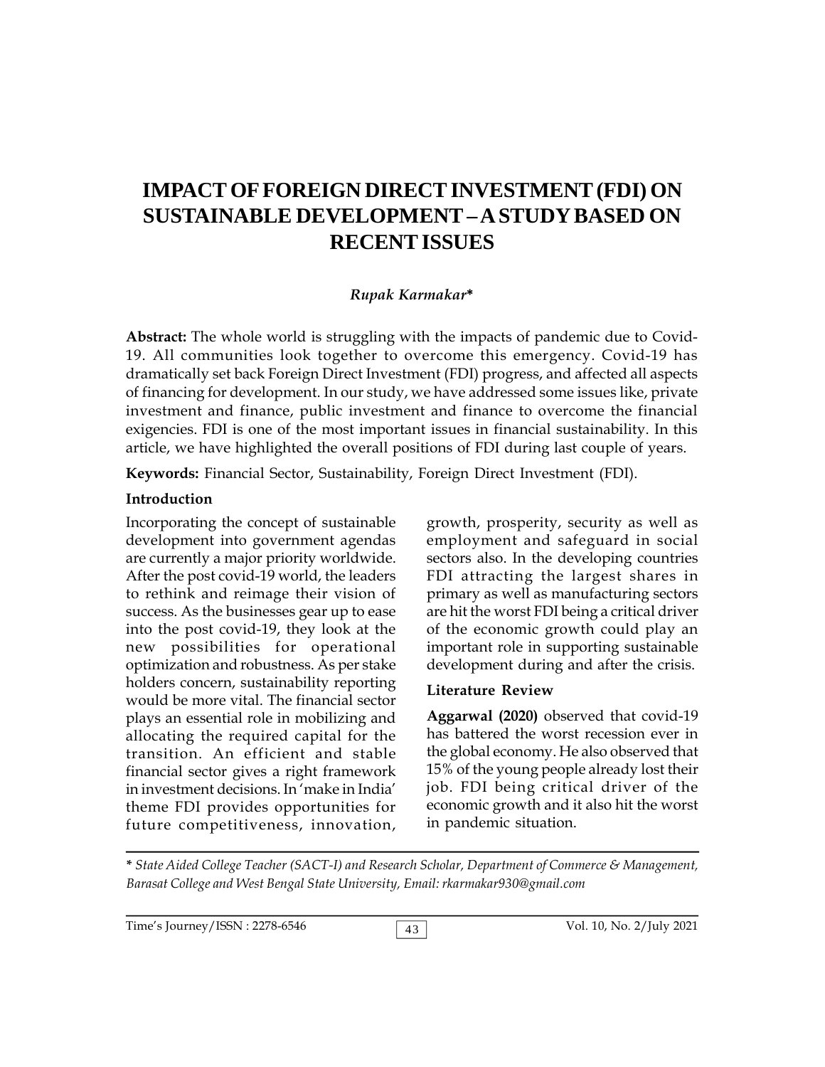# IMPACT OF FOREIGN DIRECT INVESTMENT (FDI) ON SUSTAINABLE DEVELOPMENT – A STUDY BASED ON RECENT ISSUES

***Rupak Karmakar****

**Abstract:** The whole world is struggling with the impacts of pandemic due to Covid-19. All communities look together to overcome this emergency. Covid-19 has dramatically set back Foreign Direct Investment (FDI) progress, and affected all aspects of financing for development. In our study, we have addressed some issues like, private investment and finance, public investment and finance to overcome the financial exigencies. FDI is one of the most important issues in financial sustainability. In this article, we have highlighted the overall positions of FDI during last couple of years.

**Keywords:** Financial Sector, Sustainability, Foreign Direct Investment (FDI).

## Introduction

Incorporating the concept of sustainable development into government agendas are currently a major priority worldwide. After the post covid-19 world, the leaders to rethink and reimage their vision of success. As the businesses gear up to ease into the post covid-19, they look at the new possibilities for operational optimization and robustness. As per stake holders concern, sustainability reporting would be more vital. The financial sector plays an essential role in mobilizing and allocating the required capital for the transition. An efficient and stable financial sector gives a right framework in investment decisions. In 'make in India' theme FDI provides opportunities for future competitiveness, innovation, growth, prosperity, security as well as employment and safeguard in social sectors also. In the developing countries FDI attracting the largest shares in primary as well as manufacturing sectors are hit the worst FDI being a critical driver of the economic growth could play an important role in supporting sustainable development during and after the crisis.

## Literature Review

**Aggarwal (2020)** observed that covid-19 has battered the worst recession ever in the global economy. He also observed that 15% of the young people already lost their job. FDI being critical driver of the economic growth and it also hit the worst in pandemic situation.

---

*\* State Aided College Teacher (SACT-I) and Research Scholar, Department of Commerce & Management, Barasat College and West Bengal State University, Email: rkarmakar930@gmail.com*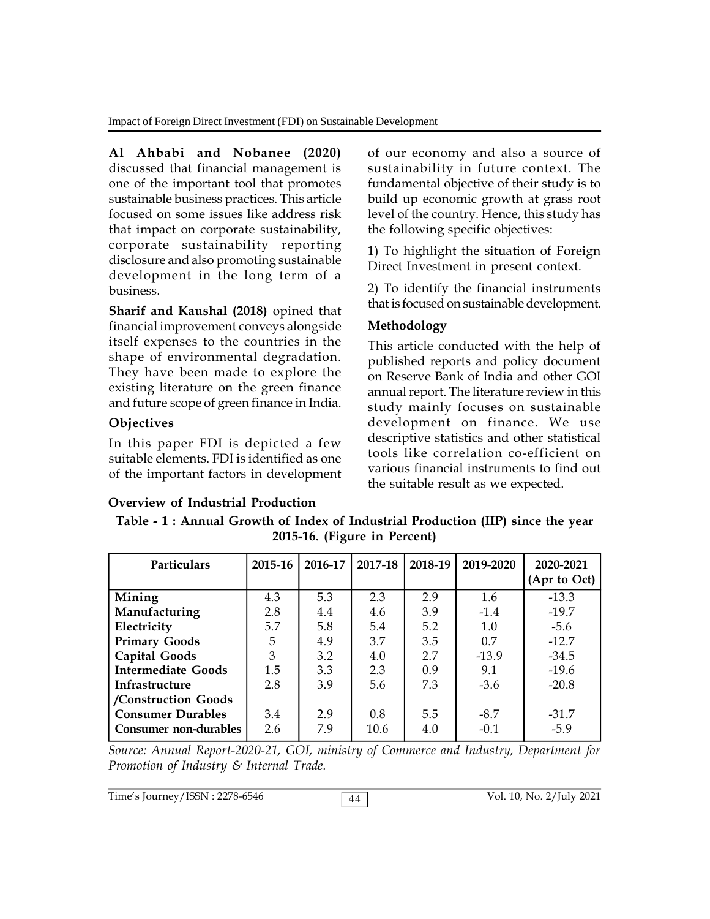**Al Ahbabi and Nobanee (2020)** discussed that financial management is one of the important tool that promotes sustainable business practices. This article focused on some issues like address risk that impact on corporate sustainability, corporate sustainability reporting disclosure and also promoting sustainable development in the long term of a business.

**Sharif and Kaushal (2018)** opined that financial improvement conveys alongside itself expenses to the countries in the shape of environmental degradation. They have been made to explore the existing literature on the green finance and future scope of green finance in India.

### Objectives

In this paper FDI is depicted a few suitable elements. FDI is identified as one of the important factors in development of our economy and also a source of sustainability in future context. The fundamental objective of their study is to build up economic growth at grass root level of the country. Hence, this study has the following specific objectives:

1) To highlight the situation of Foreign Direct Investment in present context.

2) To identify the financial instruments that is focused on sustainable development.

### Methodology

This article conducted with the help of published reports and policy document on Reserve Bank of India and other GOI annual report. The literature review in this study mainly focuses on sustainable development on finance. We use descriptive statistics and other statistical tools like correlation co-efficient on various financial instruments to find out the suitable result as we expected.

### Overview of Industrial Production

**Table - 1 : Annual Growth of Index of Industrial Production (IIP) since the year 2015-16. (Figure in Percent)**

| Particulars | 2015-16 | 2016-17 | 2017-18 | 2018-19 | 2019-2020 | 2020-2021 (Apr to Oct) |
|---|---|---|---|---|---|---|
| Mining | 4.3 | 5.3 | 2.3 | 2.9 | 1.6 | -13.3 |
| Manufacturing | 2.8 | 4.4 | 4.6 | 3.9 | -1.4 | -19.7 |
| Electricity | 5.7 | 5.8 | 5.4 | 5.2 | 1.0 | -5.6 |
| Primary Goods | 5 | 4.9 | 3.7 | 3.5 | 0.7 | -12.7 |
| Capital Goods | 3 | 3.2 | 4.0 | 2.7 | -13.9 | -34.5 |
| Intermediate Goods | 1.5 | 3.3 | 2.3 | 0.9 | 9.1 | -19.6 |
| Infrastructure /Construction Goods | 2.8 | 3.9 | 5.6 | 7.3 | -3.6 | -20.8 |
| Consumer Durables | 3.4 | 2.9 | 0.8 | 5.5 | -8.7 | -31.7 |
| Consumer non-durables | 2.6 | 7.9 | 10.6 | 4.0 | -0.1 | -5.9 |

*Source: Annual Report-2020-21, GOI, ministry of Commerce and Industry, Department for Promotion of Industry & Internal Trade.*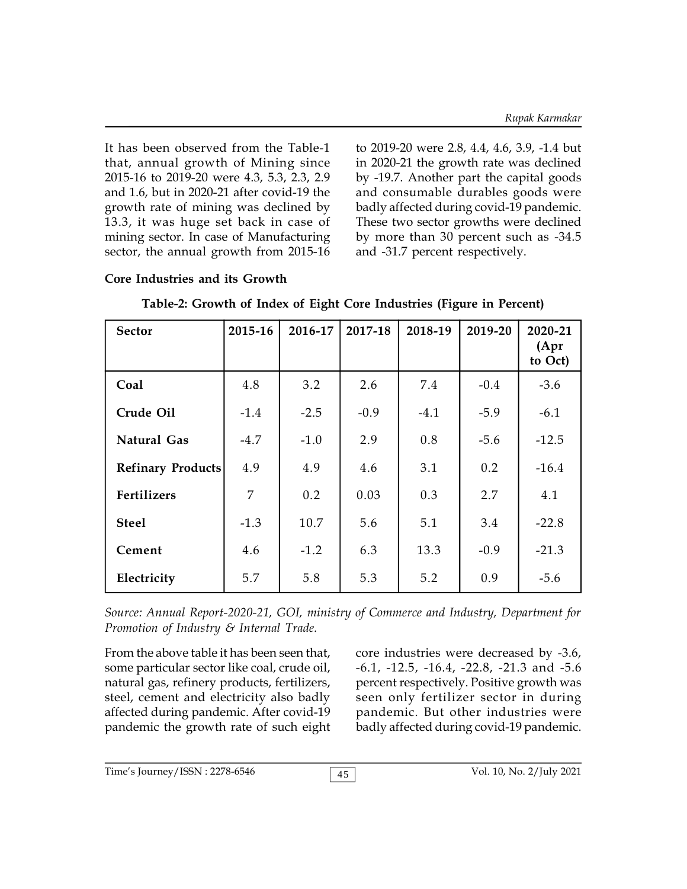It has been observed from the Table-1 that, annual growth of Mining since 2015-16 to 2019-20 were 4.3, 5.3, 2.3, 2.9 and 1.6, but in 2020-21 after covid-19 the growth rate of mining was declined by 13.3, it was huge set back in case of mining sector. In case of Manufacturing sector, the annual growth from 2015-16 to 2019-20 were 2.8, 4.4, 4.6, 3.9, -1.4 but in 2020-21 the growth rate was declined by -19.7. Another part the capital goods and consumable durables goods were badly affected during covid-19 pandemic. These two sector growths were declined by more than 30 percent such as -34.5 and -31.7 percent respectively.

**Core Industries and its Growth**

**Table-2: Growth of Index of Eight Core Industries (Figure in Percent)**

| Sector | 2015-16 | 2016-17 | 2017-18 | 2018-19 | 2019-20 | 2020-21 (Apr to Oct) |
|---|---|---|---|---|---|---|
| **Coal** | 4.8 | 3.2 | 2.6 | 7.4 | -0.4 | -3.6 |
| **Crude Oil** | -1.4 | -2.5 | -0.9 | -4.1 | -5.9 | -6.1 |
| **Natural Gas** | -4.7 | -1.0 | 2.9 | 0.8 | -5.6 | -12.5 |
| **Refinary Products** | 4.9 | 4.9 | 4.6 | 3.1 | 0.2 | -16.4 |
| **Fertilizers** | 7 | 0.2 | 0.03 | 0.3 | 2.7 | 4.1 |
| **Steel** | -1.3 | 10.7 | 5.6 | 5.1 | 3.4 | -22.8 |
| **Cement** | 4.6 | -1.2 | 6.3 | 13.3 | -0.9 | -21.3 |
| **Electricity** | 5.7 | 5.8 | 5.3 | 5.2 | 0.9 | -5.6 |

*Source: Annual Report-2020-21, GOI, ministry of Commerce and Industry, Department for Promotion of Industry & Internal Trade.*

From the above table it has been seen that, some particular sector like coal, crude oil, natural gas, refinery products, fertilizers, steel, cement and electricity also badly affected during pandemic. After covid-19 pandemic the growth rate of such eight core industries were decreased by -3.6, -6.1, -12.5, -16.4, -22.8, -21.3 and -5.6 percent respectively. Positive growth was seen only fertilizer sector in during pandemic. But other industries were badly affected during covid-19 pandemic.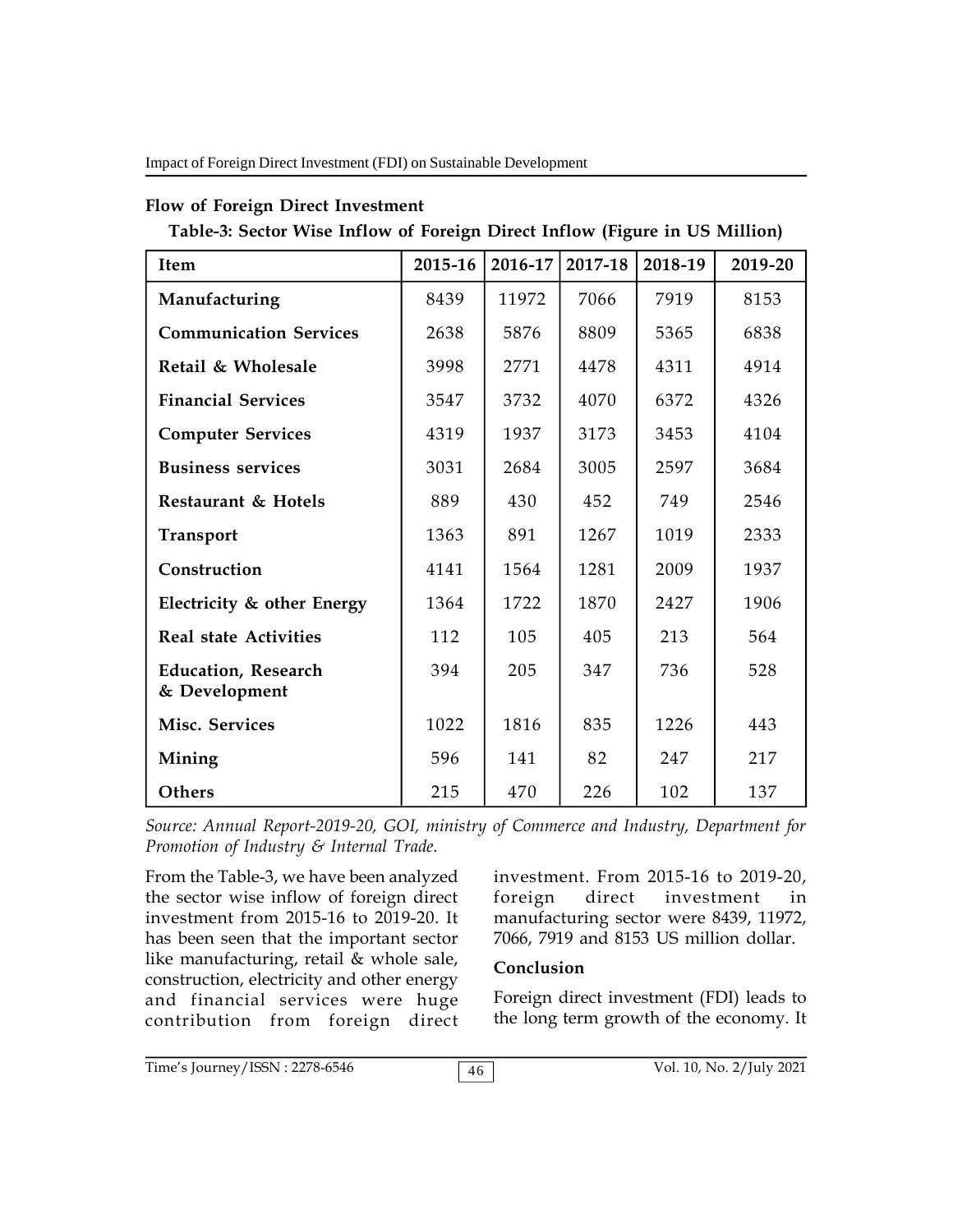## Flow of Foreign Direct Investment

**Table-3: Sector Wise Inflow of Foreign Direct Inflow (Figure in US Million)**

| Item | 2015-16 | 2016-17 | 2017-18 | 2018-19 | 2019-20 |
|---|---|---|---|---|---|
| **Manufacturing** | 8439 | 11972 | 7066 | 7919 | 8153 |
| **Communication Services** | 2638 | 5876 | 8809 | 5365 | 6838 |
| **Retail & Wholesale** | 3998 | 2771 | 4478 | 4311 | 4914 |
| **Financial Services** | 3547 | 3732 | 4070 | 6372 | 4326 |
| **Computer Services** | 4319 | 1937 | 3173 | 3453 | 4104 |
| **Business services** | 3031 | 2684 | 3005 | 2597 | 3684 |
| **Restaurant & Hotels** | 889 | 430 | 452 | 749 | 2546 |
| **Transport** | 1363 | 891 | 1267 | 1019 | 2333 |
| **Construction** | 4141 | 1564 | 1281 | 2009 | 1937 |
| **Electricity & other Energy** | 1364 | 1722 | 1870 | 2427 | 1906 |
| **Real state Activities** | 112 | 105 | 405 | 213 | 564 |
| **Education, Research & Development** | 394 | 205 | 347 | 736 | 528 |
| **Misc. Services** | 1022 | 1816 | 835 | 1226 | 443 |
| **Mining** | 596 | 141 | 82 | 247 | 217 |
| **Others** | 215 | 470 | 226 | 102 | 137 |

*Source: Annual Report-2019-20, GOI, ministry of Commerce and Industry, Department for Promotion of Industry & Internal Trade.*

From the Table-3, we have been analyzed the sector wise inflow of foreign direct investment from 2015-16 to 2019-20. It has been seen that the important sector like manufacturing, retail & whole sale, construction, electricity and other energy and financial services were huge contribution from foreign direct investment. From 2015-16 to 2019-20, foreign direct investment in manufacturing sector were 8439, 11972, 7066, 7919 and 8153 US million dollar.

### Conclusion

Foreign direct investment (FDI) leads to the long term growth of the economy. It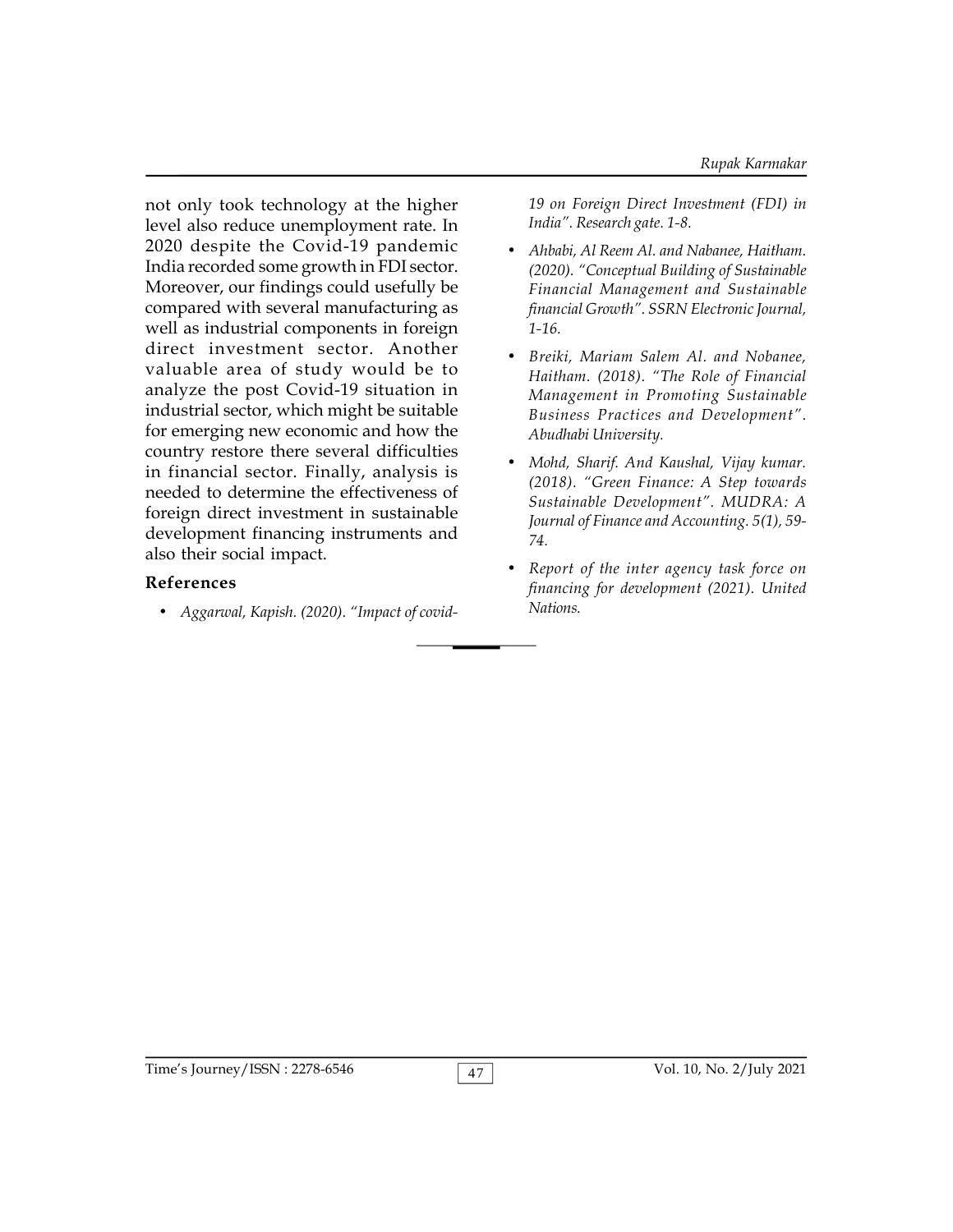not only took technology at the higher level also reduce unemployment rate. In 2020 despite the Covid-19 pandemic India recorded some growth in FDI sector. Moreover, our findings could usefully be compared with several manufacturing as well as industrial components in foreign direct investment sector. Another valuable area of study would be to analyze the post Covid-19 situation in industrial sector, which might be suitable for emerging new economic and how the country restore there several difficulties in financial sector. Finally, analysis is needed to determine the effectiveness of foreign direct investment in sustainable development financing instruments and also their social impact.

### References

- *Aggarwal, Kapish. (2020). "Impact of covid-19 on Foreign Direct Investment (FDI) in India". Research gate. 1-8.*
- *Ahbabi, Al Reem Al. and Nabanee, Haitham. (2020). "Conceptual Building of Sustainable Financial Management and Sustainable financial Growth". SSRN Electronic Journal, 1-16.*
- *Breiki, Mariam Salem Al. and Nobanee, Haitham. (2018). "The Role of Financial Management in Promoting Sustainable Business Practices and Development". Abudhabi University.*
- *Mohd, Sharif. And Kaushal, Vijay kumar. (2018). "Green Finance: A Step towards Sustainable Development". MUDRA: A Journal of Finance and Accounting. 5(1), 59-74.*
- *Report of the inter agency task force on financing for development (2021). United Nations.*